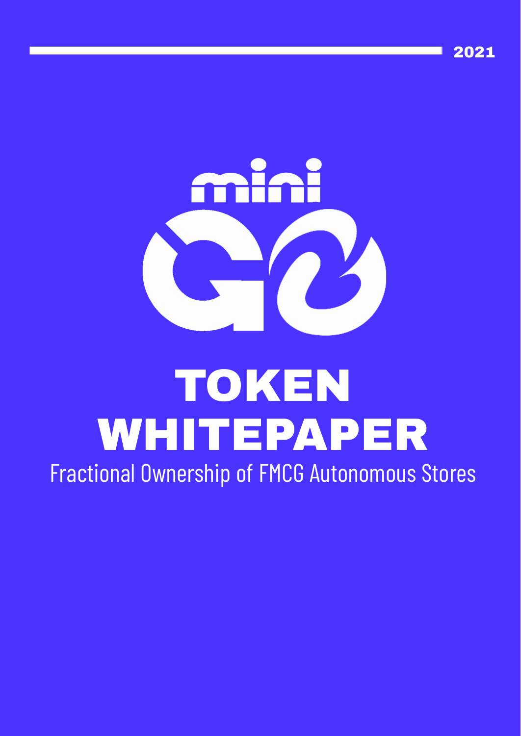2021

mini GO

# TOKEN WHITEPAPER

Fractional Ownership of FMCG Autonomous Stores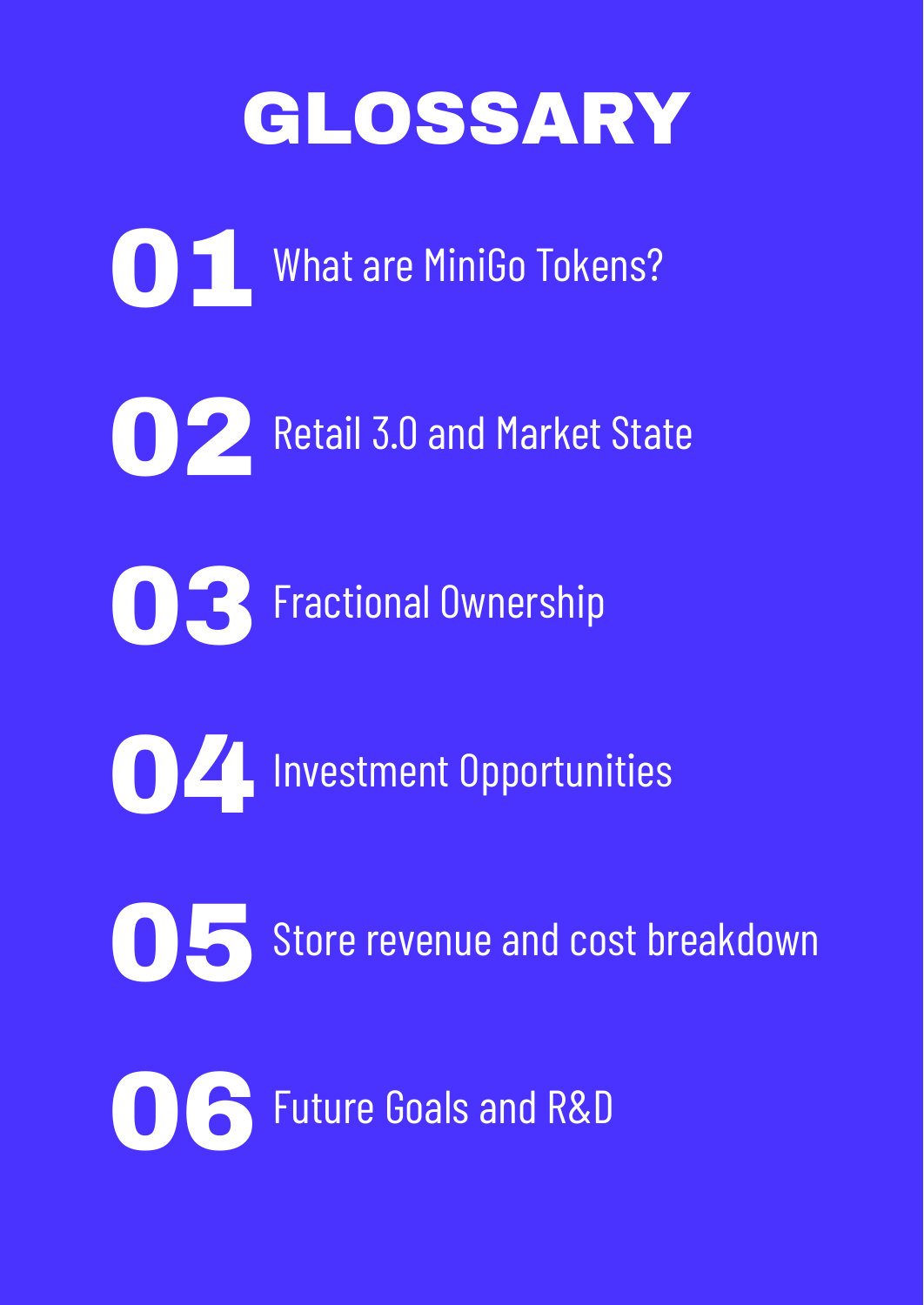# GLOSSARY

**01** What are MiniGo Tokens?

**02** Retail 3.0 and Market State

**03** Fractional Ownership

**04** Investment Opportunities

**05** Store revenue and cost breakdown

**06** Future Goals and R&D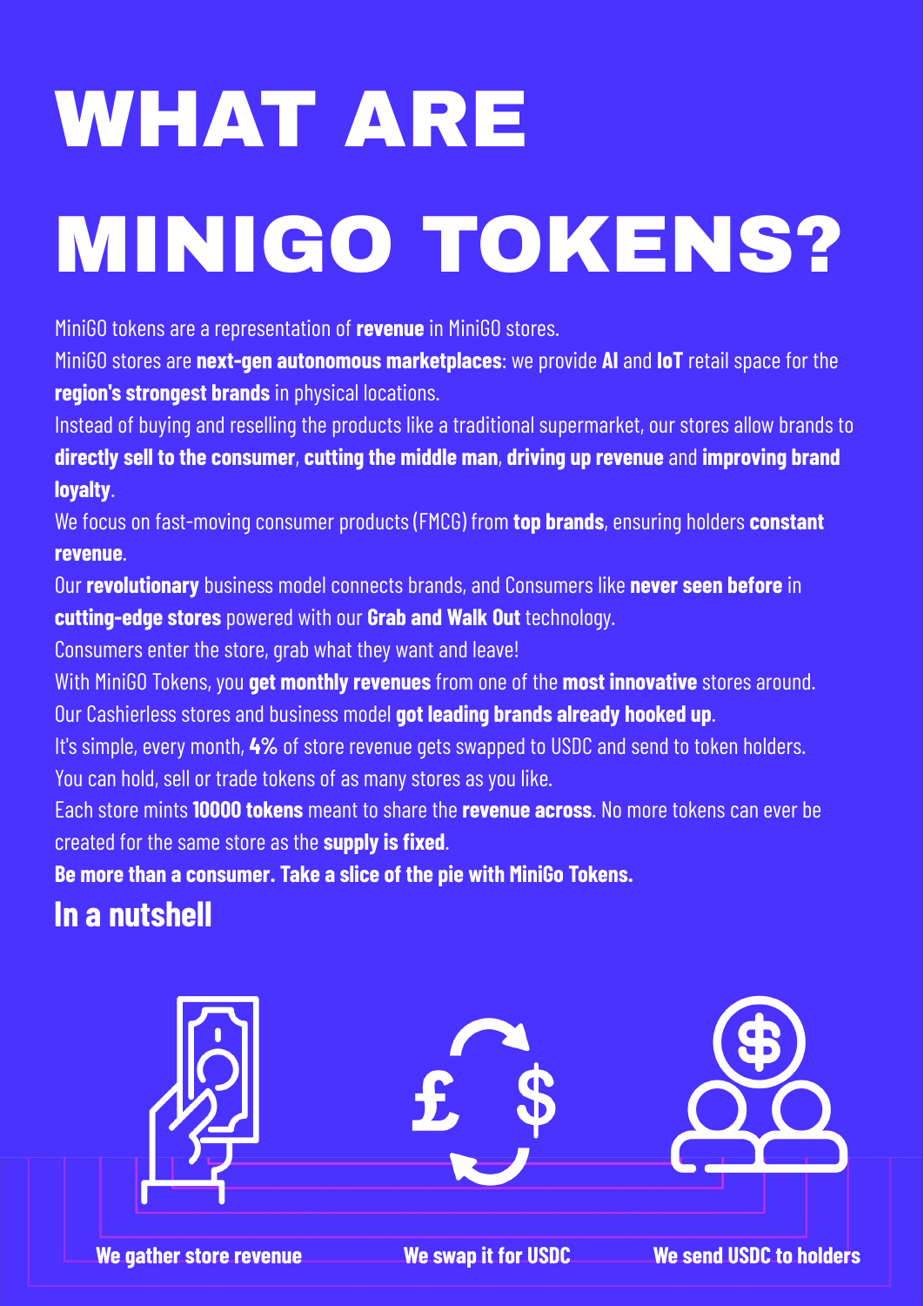# WHAT ARE MINIGO TOKENS?

MiniGO tokens are a representation of **revenue** in MiniGO stores.

MiniGO stores are **next-gen autonomous marketplaces**: we provide **AI** and **IoT** retail space for the **region's strongest brands** in physical locations.

Instead of buying and reselling the products like a traditional supermarket, our stores allow brands to **directly sell to the consumer**, **cutting the middle man**, **driving up revenue** and **improving brand loyalty**.

We focus on fast-moving consumer products (FMCG) from **top brands**, ensuring holders **constant revenue**.

Our **revolutionary** business model connects brands, and Consumers like **never seen before** in **cutting-edge stores** powered with our **Grab and Walk Out** technology.

Consumers enter the store, grab what they want and leave!

With MiniGO Tokens, you **get monthly revenues** from one of the **most innovative** stores around.

Our Cashierless stores and business model **got leading brands already hooked up**.

It's simple, every month, **4%** of store revenue gets swapped to USDC and send to token holders.

You can hold, sell or trade tokens of as many stores as you like.

Each store mints **10000 tokens** meant to share the **revenue across**. No more tokens can ever be created for the same store as the **supply is fixed**.

**Be more than a consumer. Take a slice of the pie with MiniGo Tokens.**

## In a nutshell

**We gather store revenue** → **We swap it for USDC** → **We send USDC to holders**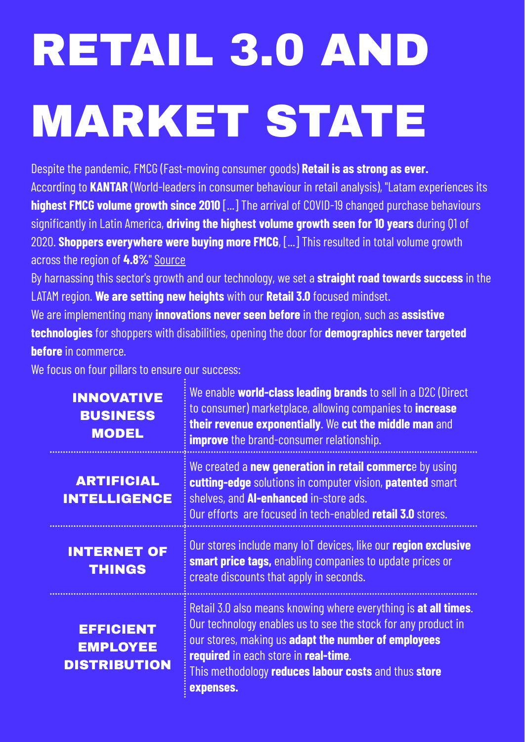# RETAIL 3.0 AND MARKET STATE

Despite the pandemic, FMCG (Fast-moving consumer goods) **Retail is as strong as ever.**
According to **KANTAR** (World-leaders in consumer behaviour in retail analysis), "Latam experiences its **highest FMCG volume growth since 2010** [...] The arrival of COVID-19 changed purchase behaviours significantly in Latin America, **driving the highest volume growth seen for 10 years** during Q1 of 2020. **Shoppers everywhere were buying more FMCG**, [...] This resulted in total volume growth across the region of **4.8%**" Source

By harnassing this sector's growth and our technology, we set a **straight road towards success** in the LATAM region. **We are setting new heights** with our **Retail 3.0** focused mindset.

We are implementing many **innovations never seen before** in the region, such as **assistive technologies** for shoppers with disabilities, opening the door for **demographics never targeted before** in commerce.

We focus on four pillars to ensure our success:

| Pillar | Description |
|---|---|
| **INNOVATIVE BUSINESS MODEL** | We enable **world-class leading brands** to sell in a D2C (Direct to consumer) marketplace, allowing companies to **increase their revenue exponentially**. We **cut the middle man** and **improve** the brand-consumer relationship. |
| **ARTIFICIAL INTELLIGENCE** | We created a **new generation in retail commerc**e by using **cutting-edge** solutions in computer vision, **patented** smart shelves, and **AI-enhanced** in-store ads. Our efforts are focused in tech-enabled **retail 3.0** stores. |
| **INTERNET OF THINGS** | Our stores include many IoT devices, like our **region exclusive smart price tags,** enabling companies to update prices or create discounts that apply in seconds. |
| **EFFICIENT EMPLOYEE DISTRIBUTION** | Retail 3.0 also means knowing where everything is **at all times**. Our technology enables us to see the stock for any product in our stores, making us **adapt the number of employees required** in each store in **real-time**. This methodology **reduces labour costs** and thus **store expenses.** |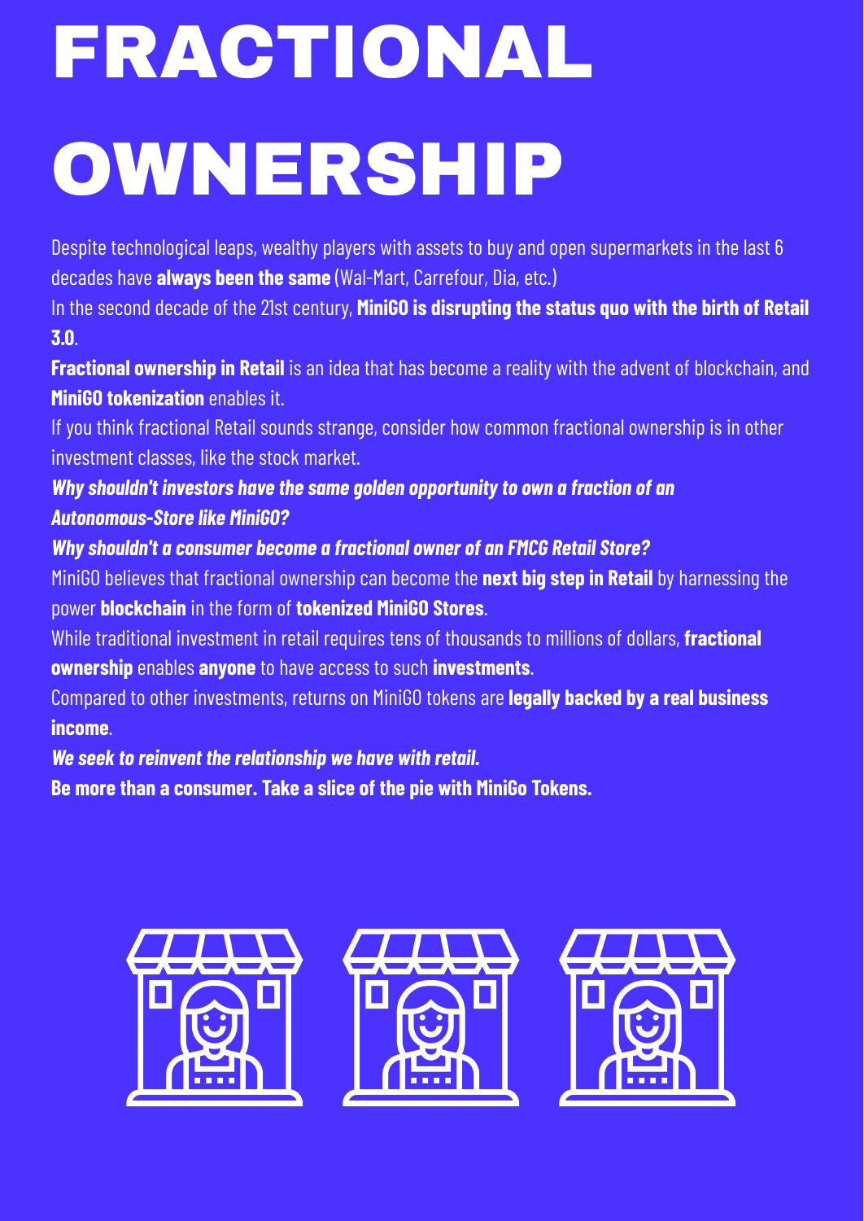# FRACTIONAL OWNERSHIP

Despite technological leaps, wealthy players with assets to buy and open supermarkets in the last 6 decades have **always been the same** (Wal-Mart, Carrefour, Dia, etc.)

In the second decade of the 21st century, **MiniGO is disrupting the status quo with the birth of Retail 3.0**.

**Fractional ownership in Retail** is an idea that has become a reality with the advent of blockchain, and **MiniGO tokenization** enables it.

If you think fractional Retail sounds strange, consider how common fractional ownership is in other investment classes, like the stock market.

***Why shouldn't investors have the same golden opportunity to own a fraction of an Autonomous-Store like MiniGO?***

***Why shouldn't a consumer become a fractional owner of an FMCG Retail Store?***

MiniGO believes that fractional ownership can become the **next big step in Retail** by harnessing the power **blockchain** in the form of **tokenized MiniGO Stores**.

While traditional investment in retail requires tens of thousands to millions of dollars, **fractional ownership** enables **anyone** to have access to such **investments**.

Compared to other investments, returns on MiniGO tokens are **legally backed by a real business income**.

***We seek to reinvent the relationship we have with retail.***

**Be more than a consumer. Take a slice of the pie with MiniGo Tokens.**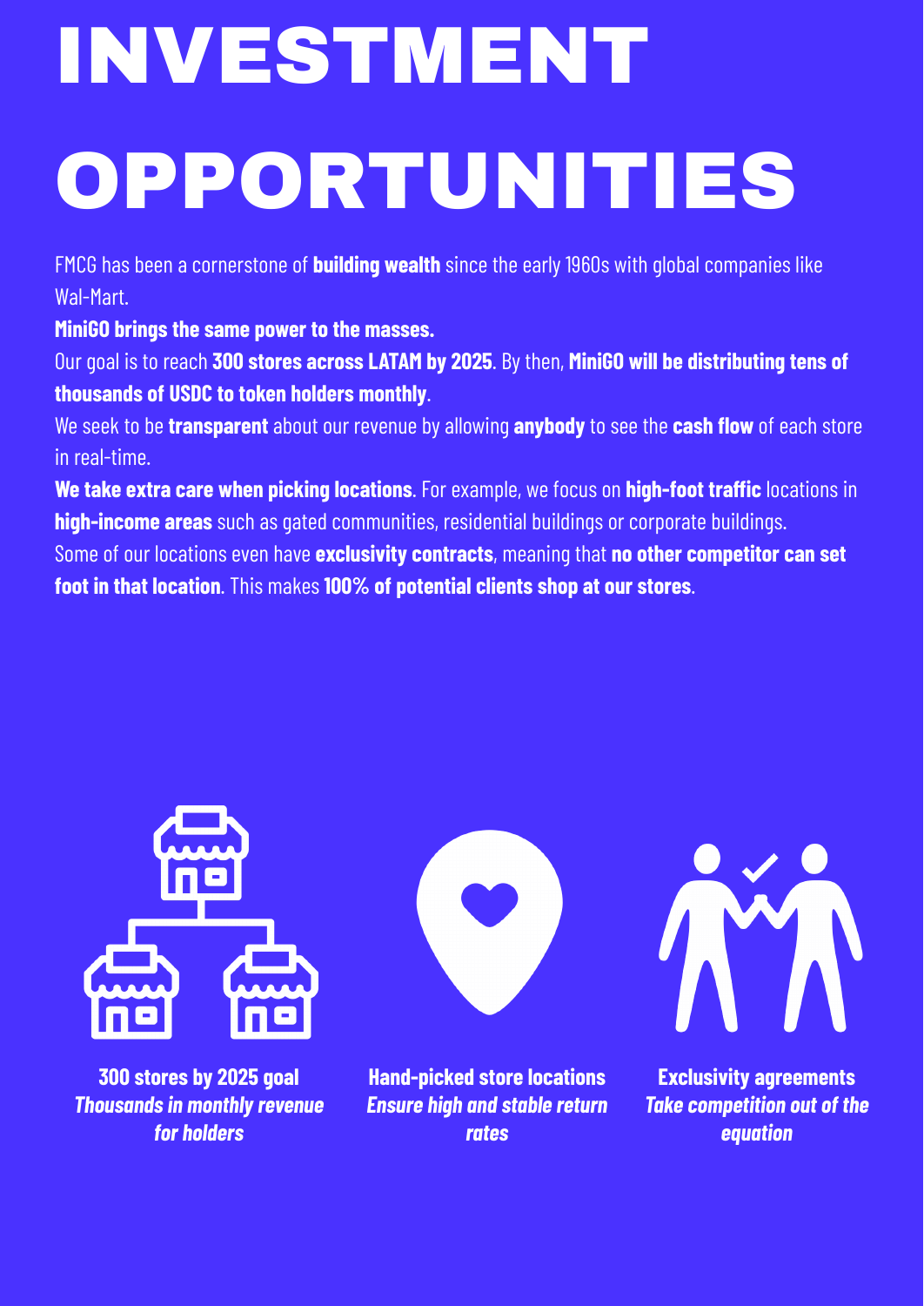# INVESTMENT OPPORTUNITIES

FMCG has been a cornerstone of **building wealth** since the early 1960s with global companies like Wal-Mart.

**MiniGO brings the same power to the masses.**

Our goal is to reach **300 stores across LATAM by 2025**. By then, **MiniGO will be distributing tens of thousands of USDC to token holders monthly**.

We seek to be **transparent** about our revenue by allowing **anybody** to see the **cash flow** of each store in real-time.

**We take extra care when picking locations**. For example, we focus on **high-foot traffic** locations in **high-income areas** such as gated communities, residential buildings or corporate buildings.

Some of our locations even have **exclusivity contracts**, meaning that **no other competitor can set foot in that location**. This makes **100% of potential clients shop at our stores**.

**300 stores by 2025 goal**
***Thousands in monthly revenue for holders***

**Hand-picked store locations**
***Ensure high and stable return rates***

**Exclusivity agreements**
***Take competition out of the equation***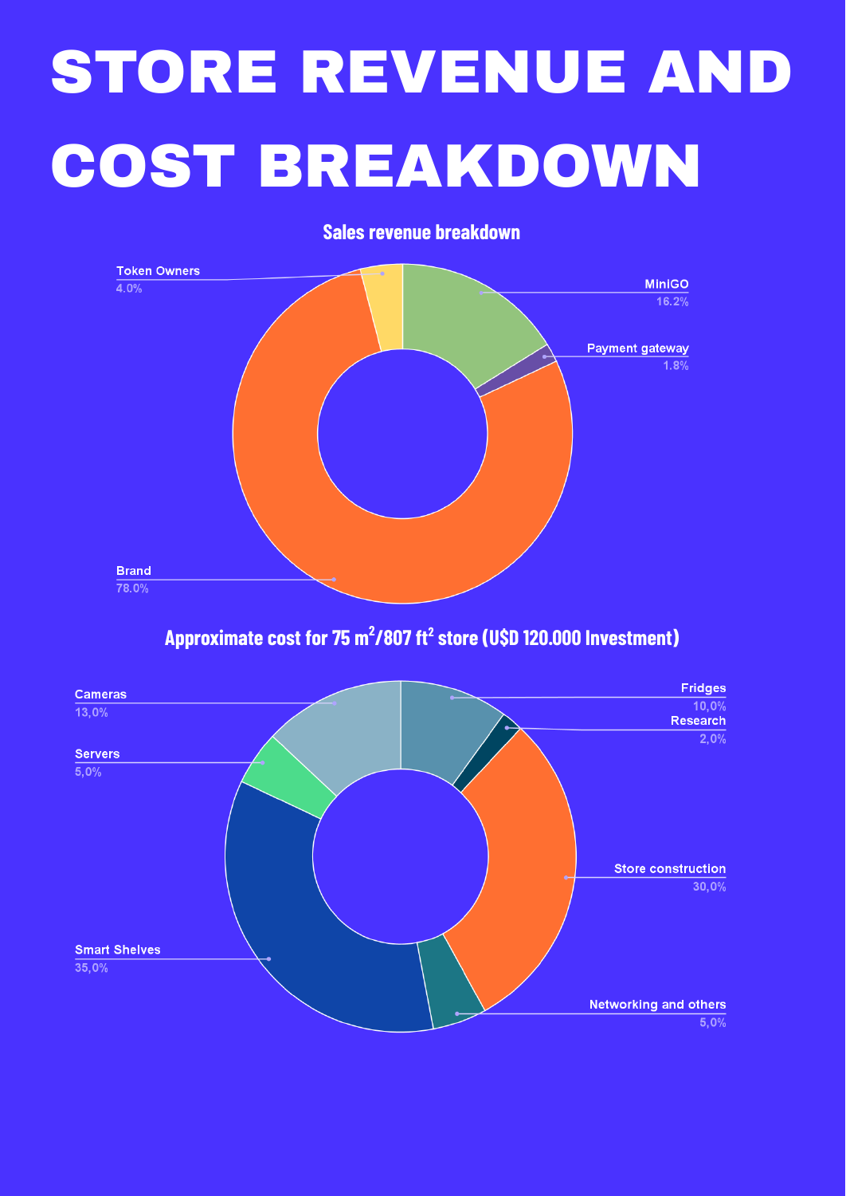# STORE REVENUE AND COST BREAKDOWN

## Sales revenue breakdown

- Token Owners 4.0%
- MiniGO 16.2%
- Payment gateway 1.8%
- Brand 78.0%

## Approximate cost for 75 $m^2$/807 $ft^2$ store (U$D 120.000 Investment)

- Cameras 13,0%
- Fridges 10,0%
- Research 2,0%
- Servers 5,0%
- Store construction 30,0%
- Smart Shelves 35,0%
- Networking and others 5,0%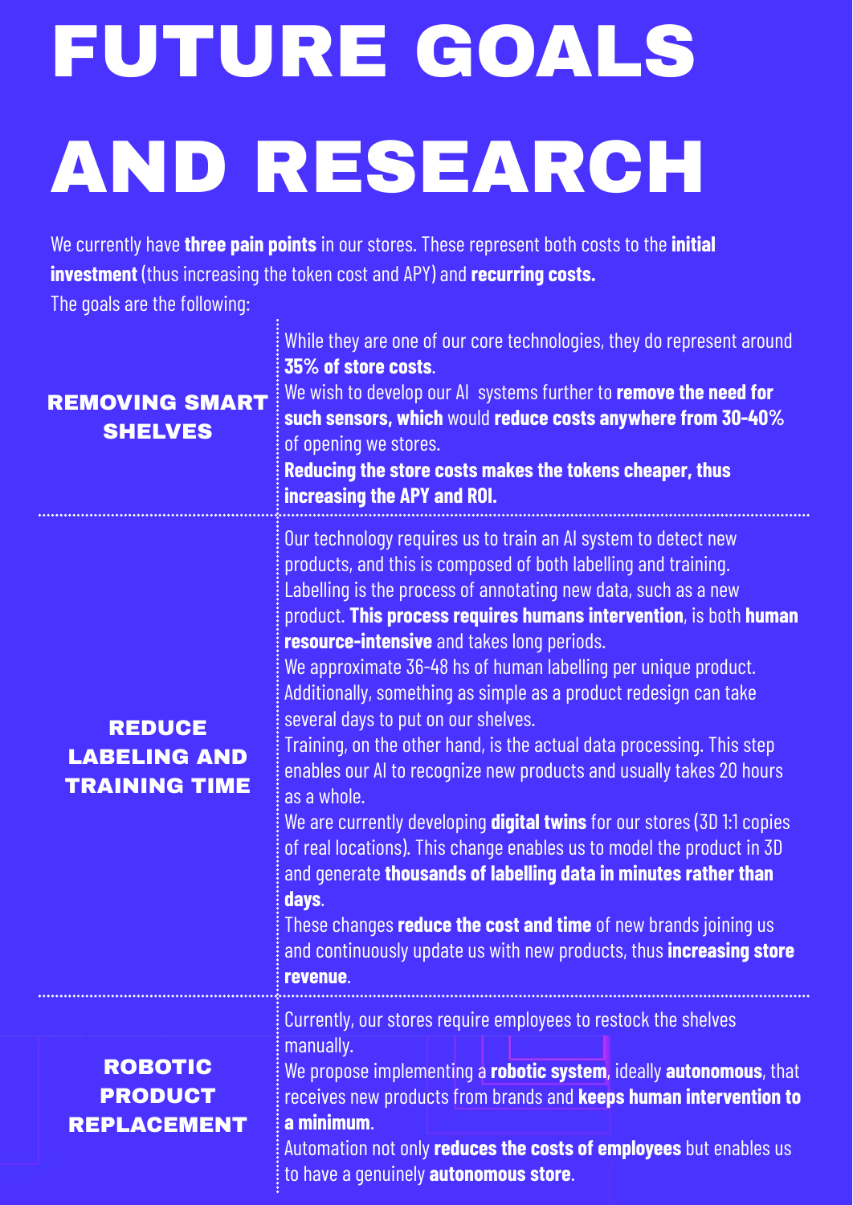# FUTURE GOALS AND RESEARCH

We currently have **three pain points** in our stores. These represent both costs to the **initial investment** (thus increasing the token cost and APY) and **recurring costs.**
The goals are the following:

| | |
|---|---|
| **REMOVING SMART SHELVES** | While they are one of our core technologies, they do represent around **35% of store costs**.<br>We wish to develop our AI systems further to **remove the need for such sensors, which** would **reduce costs anywhere from 30-40%** of opening we stores.<br>**Reducing the store costs makes the tokens cheaper, thus increasing the APY and ROI.** |
| **REDUCE LABELING AND TRAINING TIME** | Our technology requires us to train an AI system to detect new products, and this is composed of both labelling and training.<br>Labelling is the process of annotating new data, such as a new product. **This process requires humans intervention**, is both **human resource-intensive** and takes long periods.<br>We approximate 36-48 hs of human labelling per unique product. Additionally, something as simple as a product redesign can take several days to put on our shelves.<br>Training, on the other hand, is the actual data processing. This step enables our AI to recognize new products and usually takes 20 hours as a whole.<br>We are currently developing **digital twins** for our stores (3D 1:1 copies of real locations). This change enables us to model the product in 3D and generate **thousands of labelling data in minutes rather than days**.<br>These changes **reduce the cost and time** of new brands joining us and continuously update us with new products, thus **increasing store revenue**. |
| **ROBOTIC PRODUCT REPLACEMENT** | Currently, our stores require employees to restock the shelves manually.<br>We propose implementing a **robotic system**, ideally **autonomous**, that receives new products from brands and **keeps human intervention to a minimum**.<br>Automation not only **reduces the costs of employees** but enables us to have a genuinely **autonomous store**. |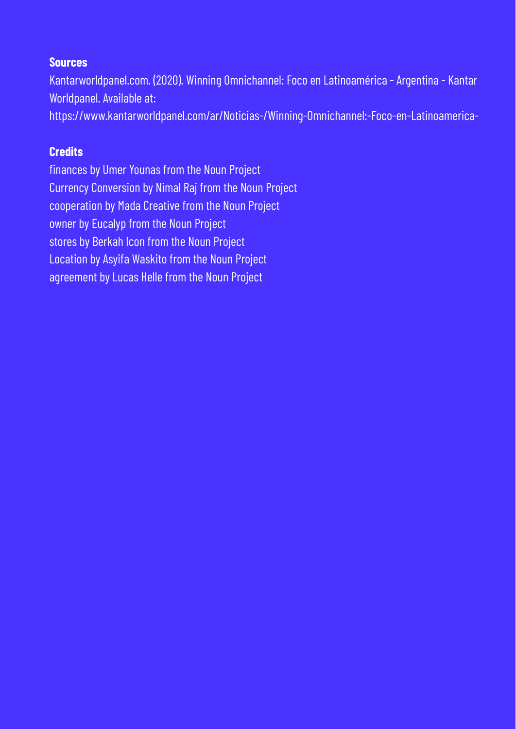**Sources**

Kantarworldpanel.com. (2020). Winning Omnichannel: Foco en Latinoamérica - Argentina - Kantar Worldpanel. Available at:
https://www.kantarworldpanel.com/ar/Noticias-/Winning-Omnichannel:-Foco-en-Latinoamerica-

**Credits**

finances by Umer Younas from the Noun Project
Currency Conversion by Nimal Raj from the Noun Project
cooperation by Mada Creative from the Noun Project
owner by Eucalyp from the Noun Project
stores by Berkah Icon from the Noun Project
Location by Asyifa Waskito from the Noun Project
agreement by Lucas Helle from the Noun Project